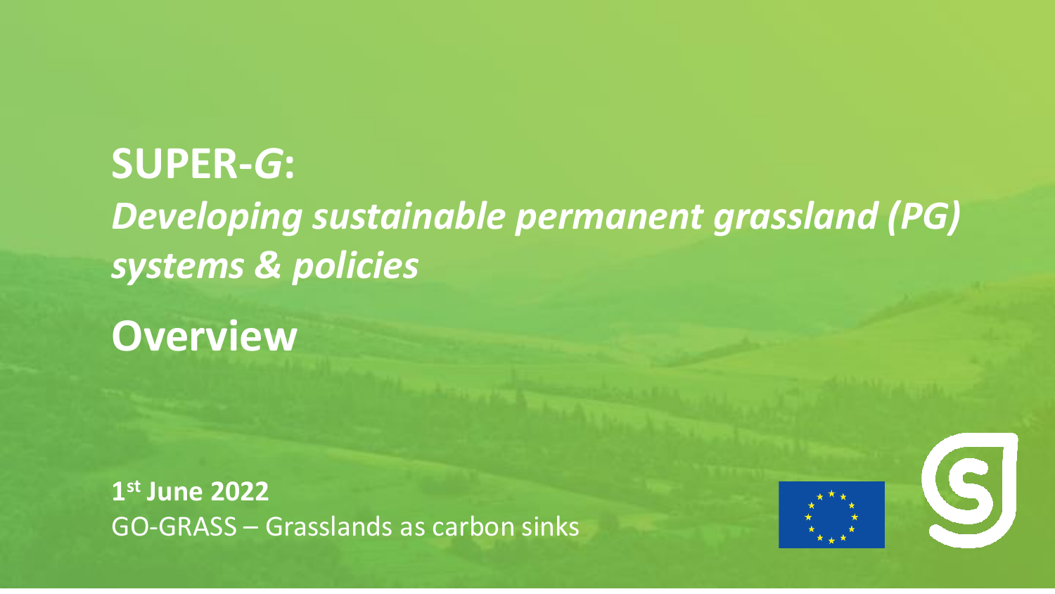# SUPER-*G*: *Developing sustainable permanent grassland (PG) systems & policies*

## Overview

**1st June 2022**
GO-GRASS – Grasslands as carbon sinks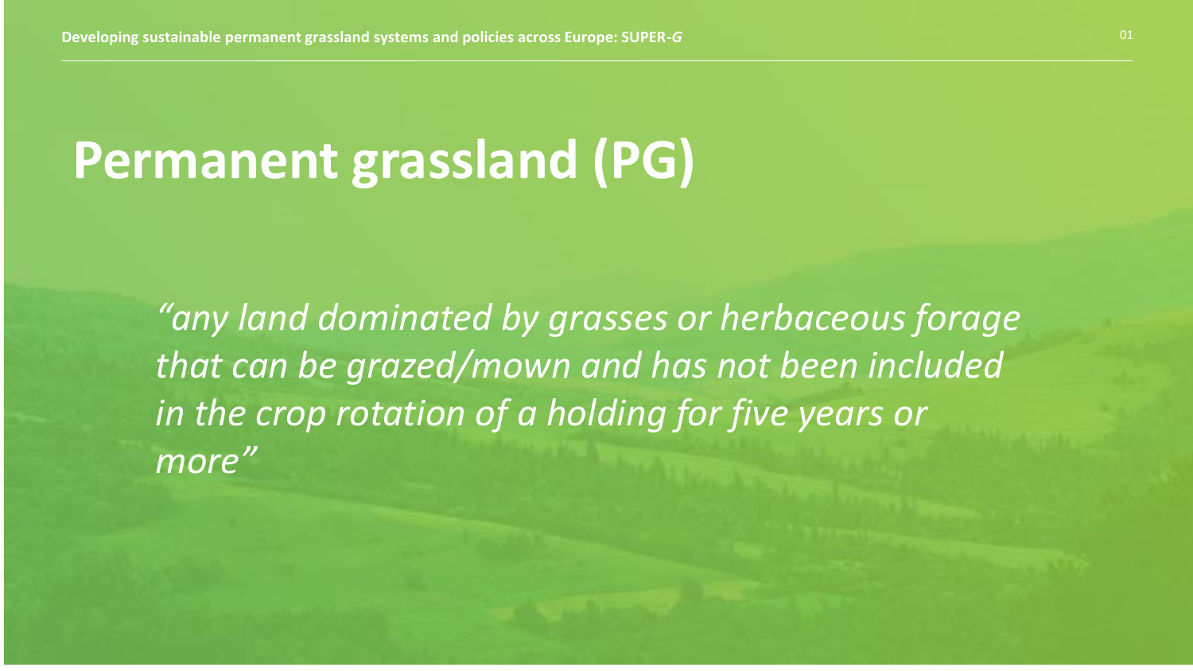# Permanent grassland (PG)

*"any land dominated by grasses or herbaceous forage that can be grazed/mown and has not been included in the crop rotation of a holding for five years or more"*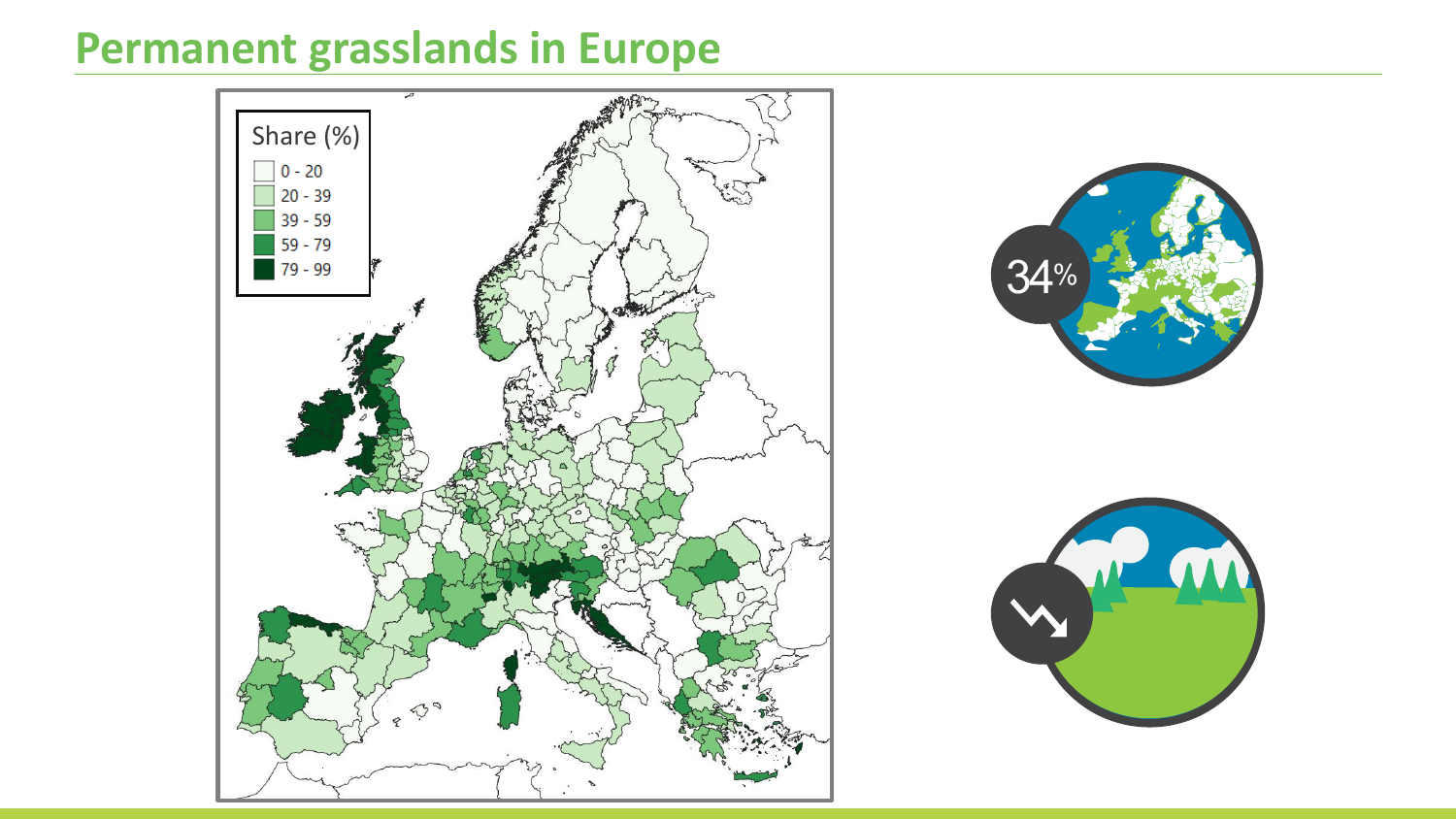# Permanent grasslands in Europe

Share (%)

- 0 - 20
- 20 - 39
- 39 - 59
- 59 - 79
- 79 - 99

34%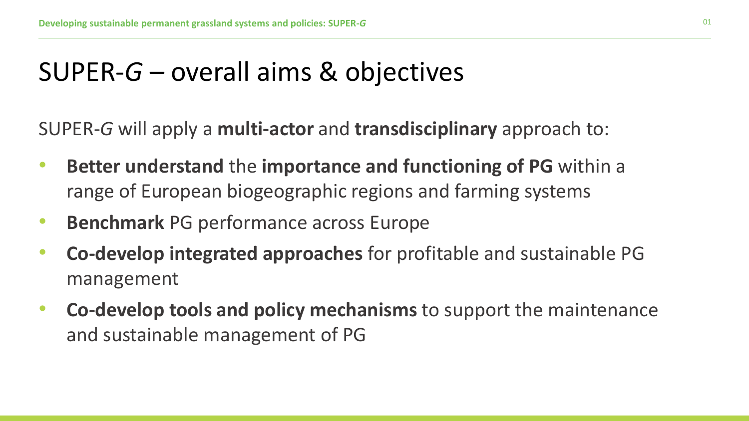# SUPER-*G* – overall aims & objectives

SUPER-*G* will apply a **multi-actor** and **transdisciplinary** approach to:

- **Better understand** the **importance and functioning of PG** within a range of European biogeographic regions and farming systems
- **Benchmark** PG performance across Europe
- **Co-develop integrated approaches** for profitable and sustainable PG management
- **Co-develop tools and policy mechanisms** to support the maintenance and sustainable management of PG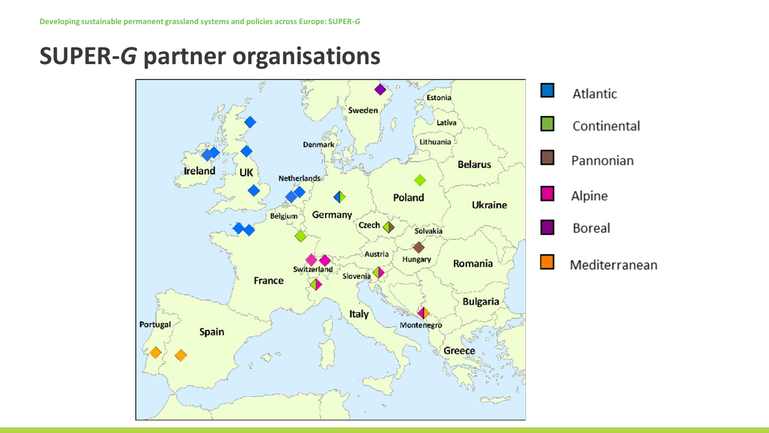# SUPER-*G* partner organisations

- Atlantic
- Continental
- Pannonian
- Alpine
- Boreal
- Mediterranean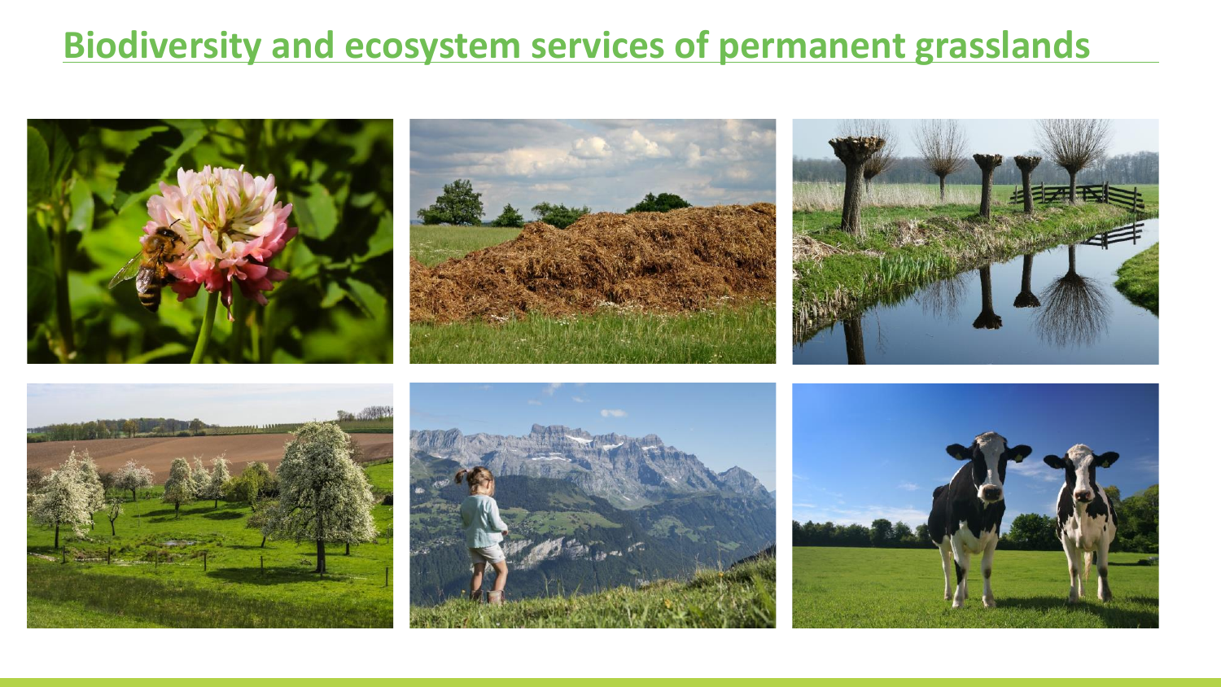# Biodiversity and ecosystem services of permanent grasslands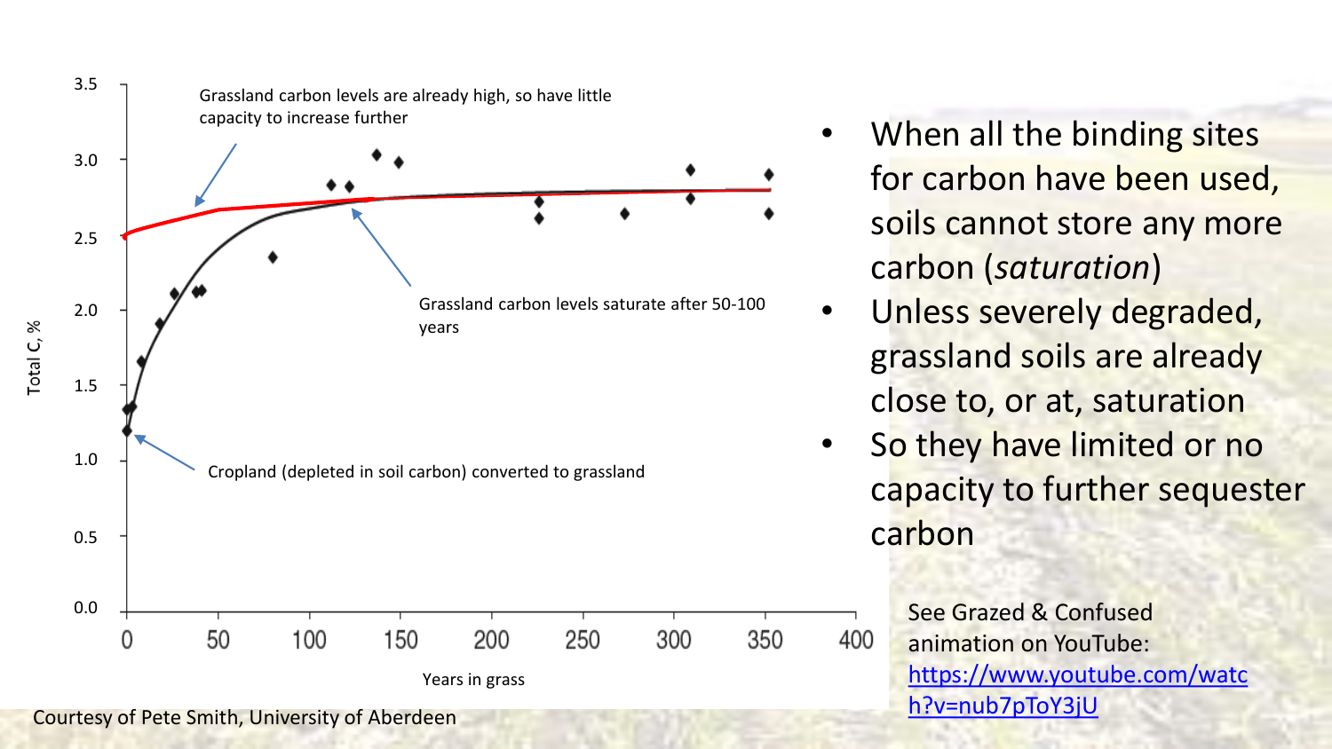Grassland carbon levels are already high, so have little capacity to increase further

Grassland carbon levels saturate after 50-100 years

Cropland (depleted in soil carbon) converted to grassland

Total C, %

Years in grass

Courtesy of Pete Smith, University of Aberdeen

- When all the binding sites for carbon have been used, soils cannot store any more carbon (*saturation*)
- Unless severely degraded, grassland soils are already close to, or at, saturation
- So they have limited or no capacity to further sequester carbon

See Grazed & Confused animation on YouTube: https://www.youtube.com/watch?v=nub7pToY3jU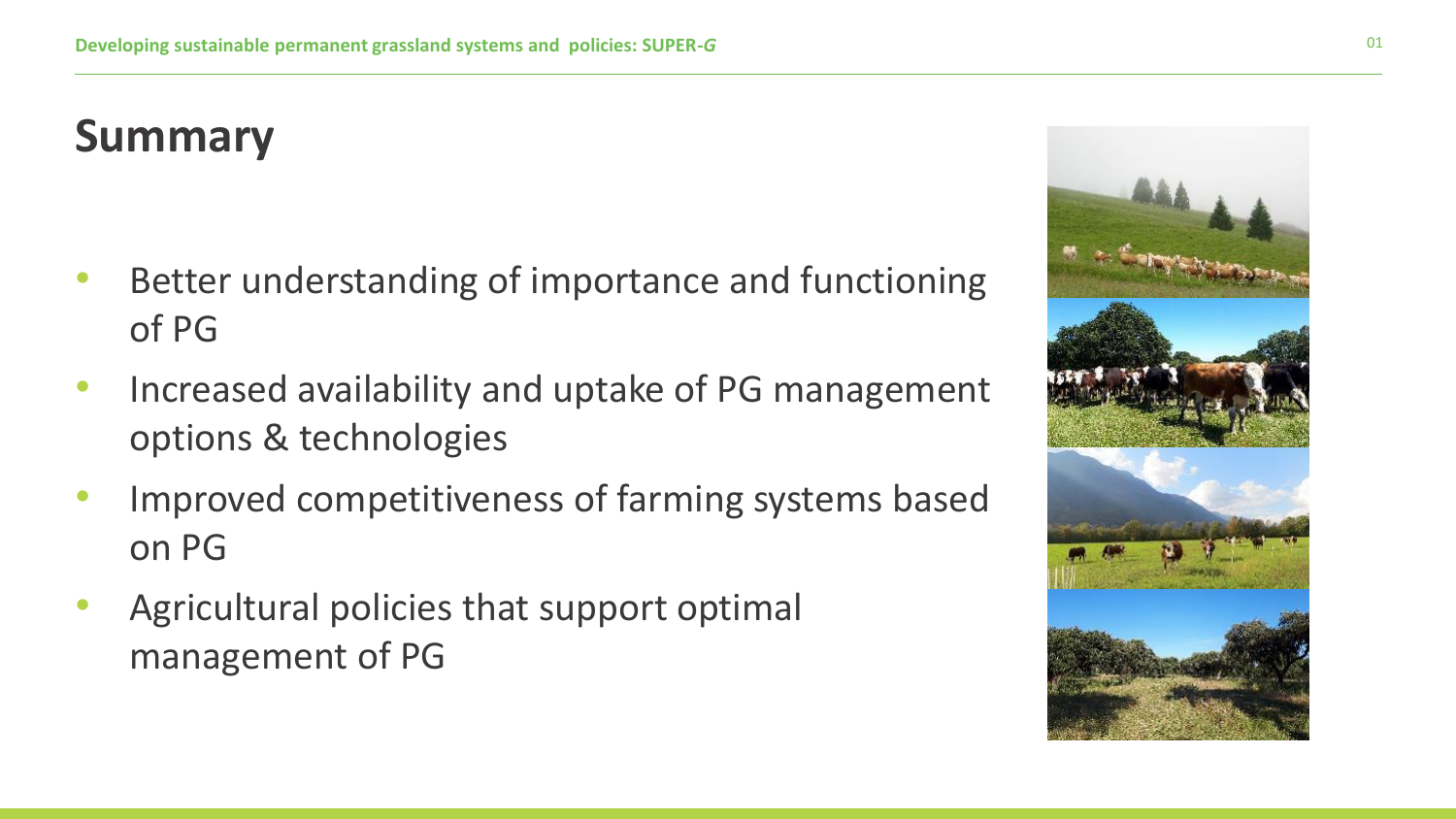# Summary

- Better understanding of importance and functioning of PG
- Increased availability and uptake of PG management options & technologies
- Improved competitiveness of farming systems based on PG
- Agricultural policies that support optimal management of PG